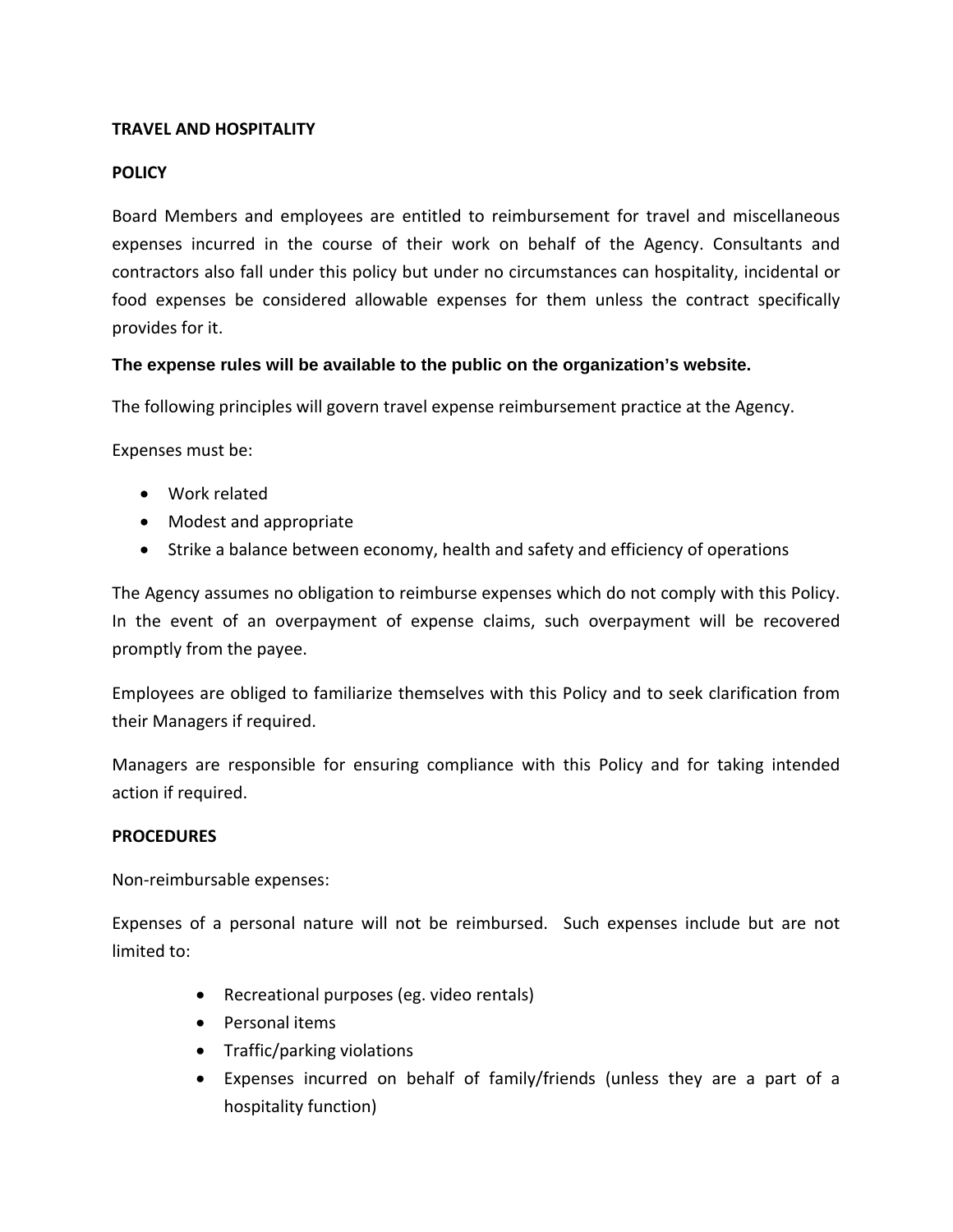**TRAVEL AND HOSPITALITY**

**POLICY**

Board Members and employees are entitled to reimbursement for travel and miscellaneous expenses incurred in the course of their work on behalf of the Agency. Consultants and contractors also fall under this policy but under no circumstances can hospitality, incidental or food expenses be considered allowable expenses for them unless the contract specifically provides for it.

**The expense rules will be available to the public on the organization's website.**

The following principles will govern travel expense reimbursement practice at the Agency.

Expenses must be:

- Work related
- Modest and appropriate
- Strike a balance between economy, health and safety and efficiency of operations

The Agency assumes no obligation to reimburse expenses which do not comply with this Policy. In the event of an overpayment of expense claims, such overpayment will be recovered promptly from the payee.

Employees are obliged to familiarize themselves with this Policy and to seek clarification from their Managers if required.

Managers are responsible for ensuring compliance with this Policy and for taking intended action if required.

**PROCEDURES**

Non-reimbursable expenses:

Expenses of a personal nature will not be reimbursed. Such expenses include but are not limited to:

- Recreational purposes (eg. video rentals)
- Personal items
- Traffic/parking violations
- Expenses incurred on behalf of family/friends (unless they are a part of a hospitality function)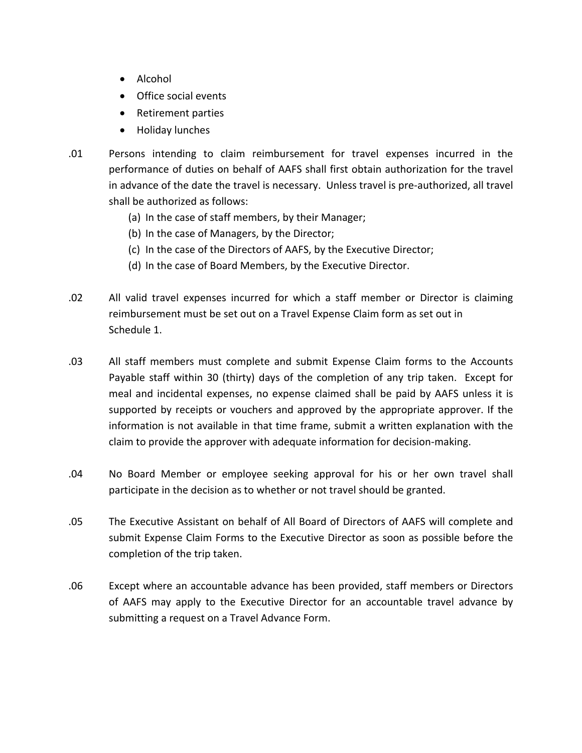- Alcohol
- Office social events
- Retirement parties
- Holiday lunches

.01 Persons intending to claim reimbursement for travel expenses incurred in the performance of duties on behalf of AAFS shall first obtain authorization for the travel in advance of the date the travel is necessary. Unless travel is pre-authorized, all travel shall be authorized as follows:

  (a) In the case of staff members, by their Manager;
  (b) In the case of Managers, by the Director;
  (c) In the case of the Directors of AAFS, by the Executive Director;
  (d) In the case of Board Members, by the Executive Director.

.02 All valid travel expenses incurred for which a staff member or Director is claiming reimbursement must be set out on a Travel Expense Claim form as set out in Schedule 1.

.03 All staff members must complete and submit Expense Claim forms to the Accounts Payable staff within 30 (thirty) days of the completion of any trip taken. Except for meal and incidental expenses, no expense claimed shall be paid by AAFS unless it is supported by receipts or vouchers and approved by the appropriate approver. If the information is not available in that time frame, submit a written explanation with the claim to provide the approver with adequate information for decision-making.

.04 No Board Member or employee seeking approval for his or her own travel shall participate in the decision as to whether or not travel should be granted.

.05 The Executive Assistant on behalf of All Board of Directors of AAFS will complete and submit Expense Claim Forms to the Executive Director as soon as possible before the completion of the trip taken.

.06 Except where an accountable advance has been provided, staff members or Directors of AAFS may apply to the Executive Director for an accountable travel advance by submitting a request on a Travel Advance Form.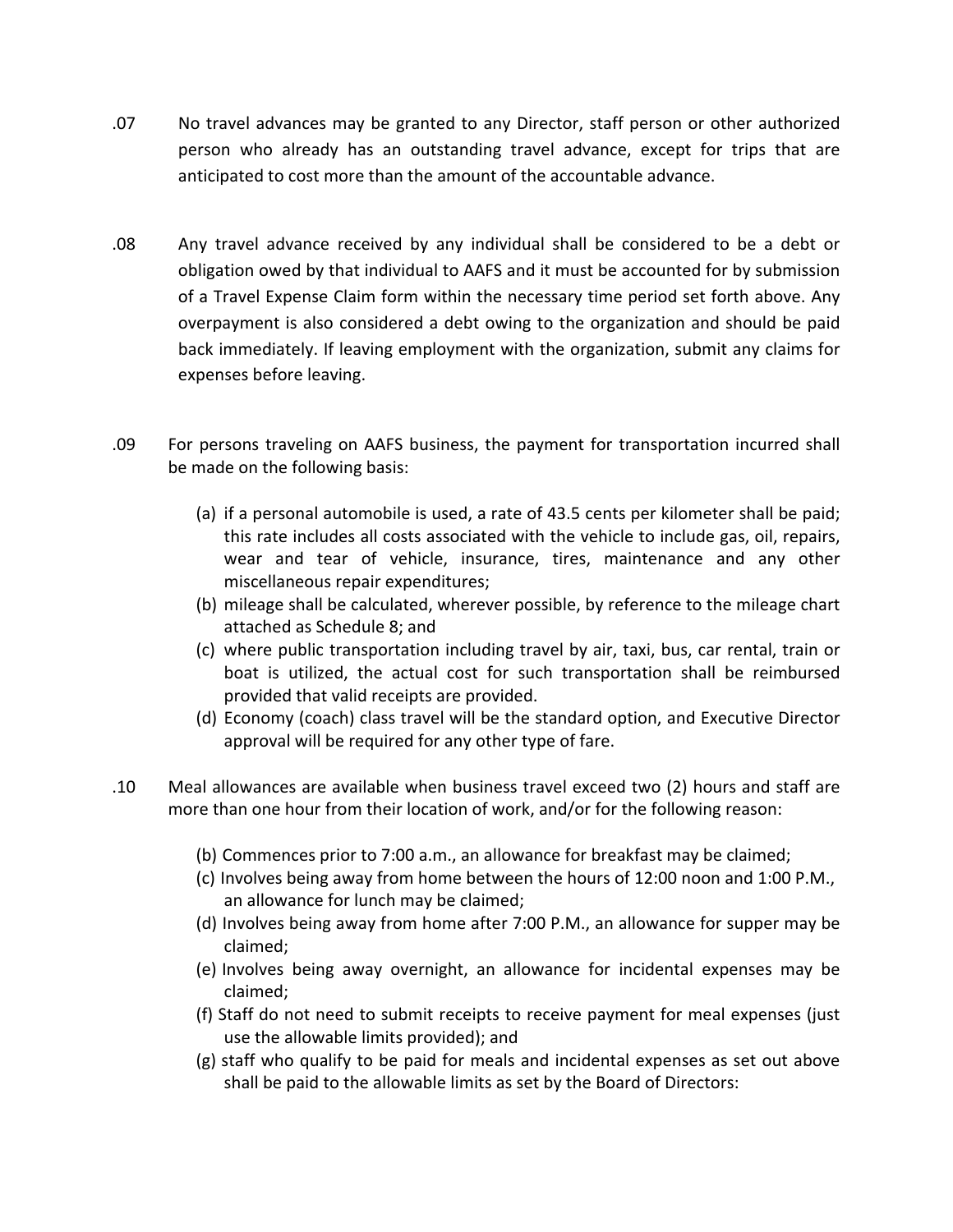.07 No travel advances may be granted to any Director, staff person or other authorized person who already has an outstanding travel advance, except for trips that are anticipated to cost more than the amount of the accountable advance.

.08 Any travel advance received by any individual shall be considered to be a debt or obligation owed by that individual to AAFS and it must be accounted for by submission of a Travel Expense Claim form within the necessary time period set forth above. Any overpayment is also considered a debt owing to the organization and should be paid back immediately. If leaving employment with the organization, submit any claims for expenses before leaving.

.09 For persons traveling on AAFS business, the payment for transportation incurred shall be made on the following basis:

(a) if a personal automobile is used, a rate of 43.5 cents per kilometer shall be paid; this rate includes all costs associated with the vehicle to include gas, oil, repairs, wear and tear of vehicle, insurance, tires, maintenance and any other miscellaneous repair expenditures;
(b) mileage shall be calculated, wherever possible, by reference to the mileage chart attached as Schedule 8; and
(c) where public transportation including travel by air, taxi, bus, car rental, train or boat is utilized, the actual cost for such transportation shall be reimbursed provided that valid receipts are provided.
(d) Economy (coach) class travel will be the standard option, and Executive Director approval will be required for any other type of fare.

.10 Meal allowances are available when business travel exceed two (2) hours and staff are more than one hour from their location of work, and/or for the following reason:

(b) Commences prior to 7:00 a.m., an allowance for breakfast may be claimed;
(c) Involves being away from home between the hours of 12:00 noon and 1:00 P.M., an allowance for lunch may be claimed;
(d) Involves being away from home after 7:00 P.M., an allowance for supper may be claimed;
(e) Involves being away overnight, an allowance for incidental expenses may be claimed;
(f) Staff do not need to submit receipts to receive payment for meal expenses (just use the allowable limits provided); and
(g) staff who qualify to be paid for meals and incidental expenses as set out above shall be paid to the allowable limits as set by the Board of Directors: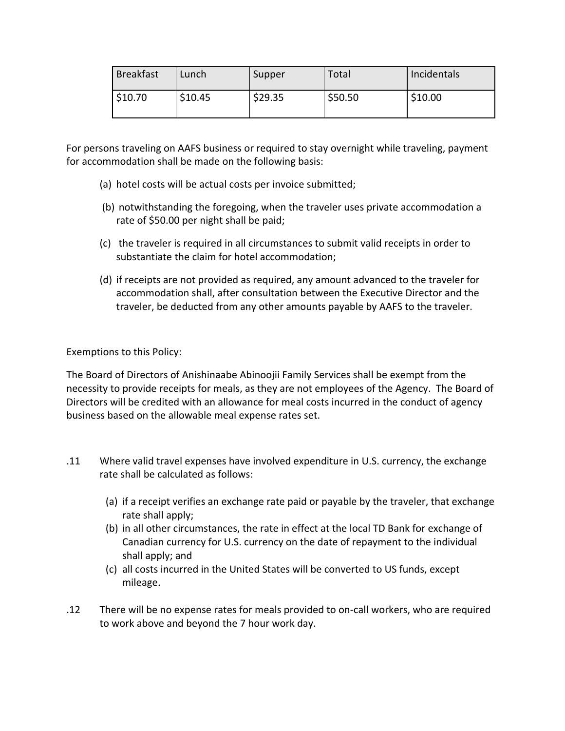| Breakfast | Lunch | Supper | Total | Incidentals |
|---|---|---|---|---|
| $10.70 | $10.45 | $29.35 | $50.50 | $10.00 |

For persons traveling on AAFS business or required to stay overnight while traveling, payment for accommodation shall be made on the following basis:

(a) hotel costs will be actual costs per invoice submitted;

(b) notwithstanding the foregoing, when the traveler uses private accommodation a rate of $50.00 per night shall be paid;

(c) the traveler is required in all circumstances to submit valid receipts in order to substantiate the claim for hotel accommodation;

(d) if receipts are not provided as required, any amount advanced to the traveler for accommodation shall, after consultation between the Executive Director and the traveler, be deducted from any other amounts payable by AAFS to the traveler.

Exemptions to this Policy:

The Board of Directors of Anishinaabe Abinoojii Family Services shall be exempt from the necessity to provide receipts for meals, as they are not employees of the Agency. The Board of Directors will be credited with an allowance for meal costs incurred in the conduct of agency business based on the allowable meal expense rates set.

.11 Where valid travel expenses have involved expenditure in U.S. currency, the exchange rate shall be calculated as follows:

(a) if a receipt verifies an exchange rate paid or payable by the traveler, that exchange rate shall apply;
(b) in all other circumstances, the rate in effect at the local TD Bank for exchange of Canadian currency for U.S. currency on the date of repayment to the individual shall apply; and
(c) all costs incurred in the United States will be converted to US funds, except mileage.

.12 There will be no expense rates for meals provided to on-call workers, who are required to work above and beyond the 7 hour work day.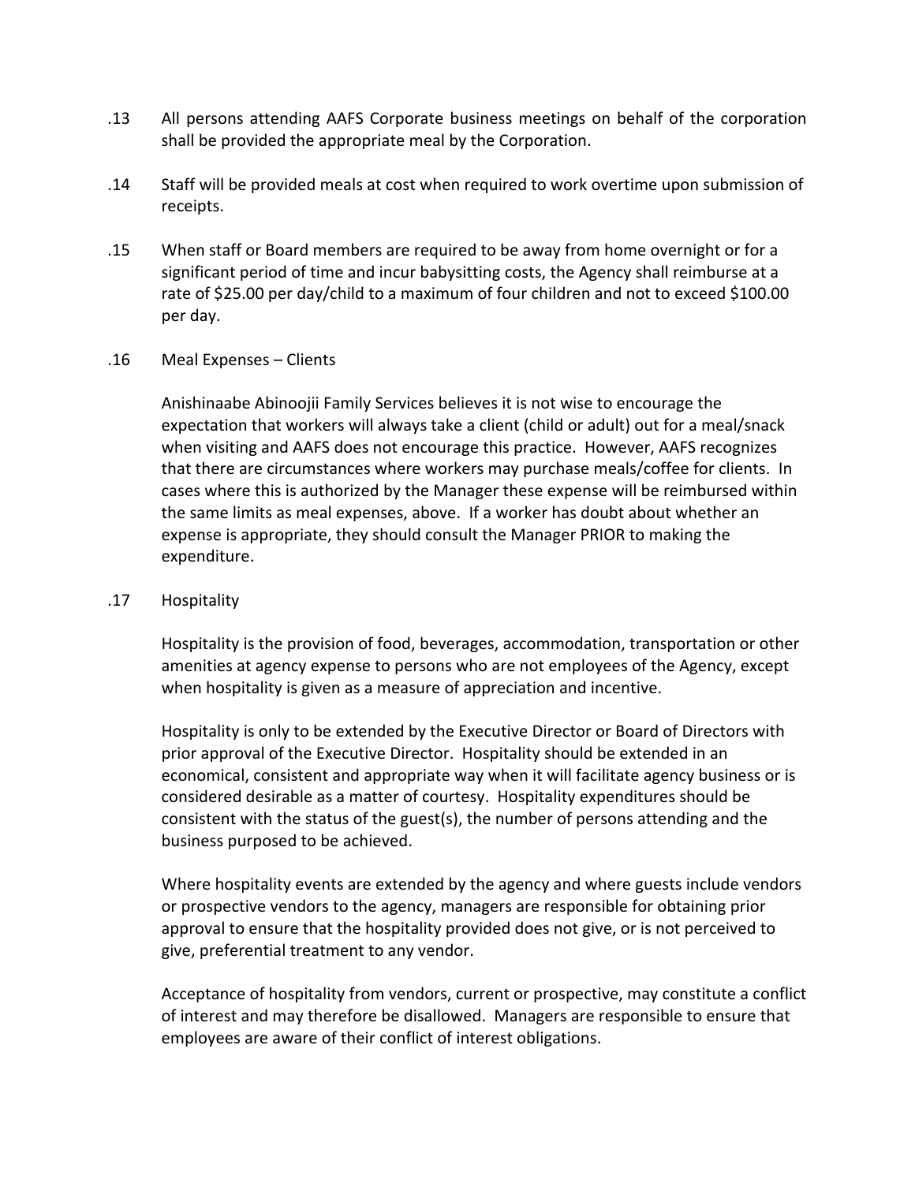.13 All persons attending AAFS Corporate business meetings on behalf of the corporation shall be provided the appropriate meal by the Corporation.

.14 Staff will be provided meals at cost when required to work overtime upon submission of receipts.

.15 When staff or Board members are required to be away from home overnight or for a significant period of time and incur babysitting costs, the Agency shall reimburse at a rate of $25.00 per day/child to a maximum of four children and not to exceed $100.00 per day.

.16 Meal Expenses – Clients

Anishinaabe Abinoojii Family Services believes it is not wise to encourage the expectation that workers will always take a client (child or adult) out for a meal/snack when visiting and AAFS does not encourage this practice. However, AAFS recognizes that there are circumstances where workers may purchase meals/coffee for clients. In cases where this is authorized by the Manager these expense will be reimbursed within the same limits as meal expenses, above. If a worker has doubt about whether an expense is appropriate, they should consult the Manager PRIOR to making the expenditure.

.17 Hospitality

Hospitality is the provision of food, beverages, accommodation, transportation or other amenities at agency expense to persons who are not employees of the Agency, except when hospitality is given as a measure of appreciation and incentive.

Hospitality is only to be extended by the Executive Director or Board of Directors with prior approval of the Executive Director. Hospitality should be extended in an economical, consistent and appropriate way when it will facilitate agency business or is considered desirable as a matter of courtesy. Hospitality expenditures should be consistent with the status of the guest(s), the number of persons attending and the business purposed to be achieved.

Where hospitality events are extended by the agency and where guests include vendors or prospective vendors to the agency, managers are responsible for obtaining prior approval to ensure that the hospitality provided does not give, or is not perceived to give, preferential treatment to any vendor.

Acceptance of hospitality from vendors, current or prospective, may constitute a conflict of interest and may therefore be disallowed. Managers are responsible to ensure that employees are aware of their conflict of interest obligations.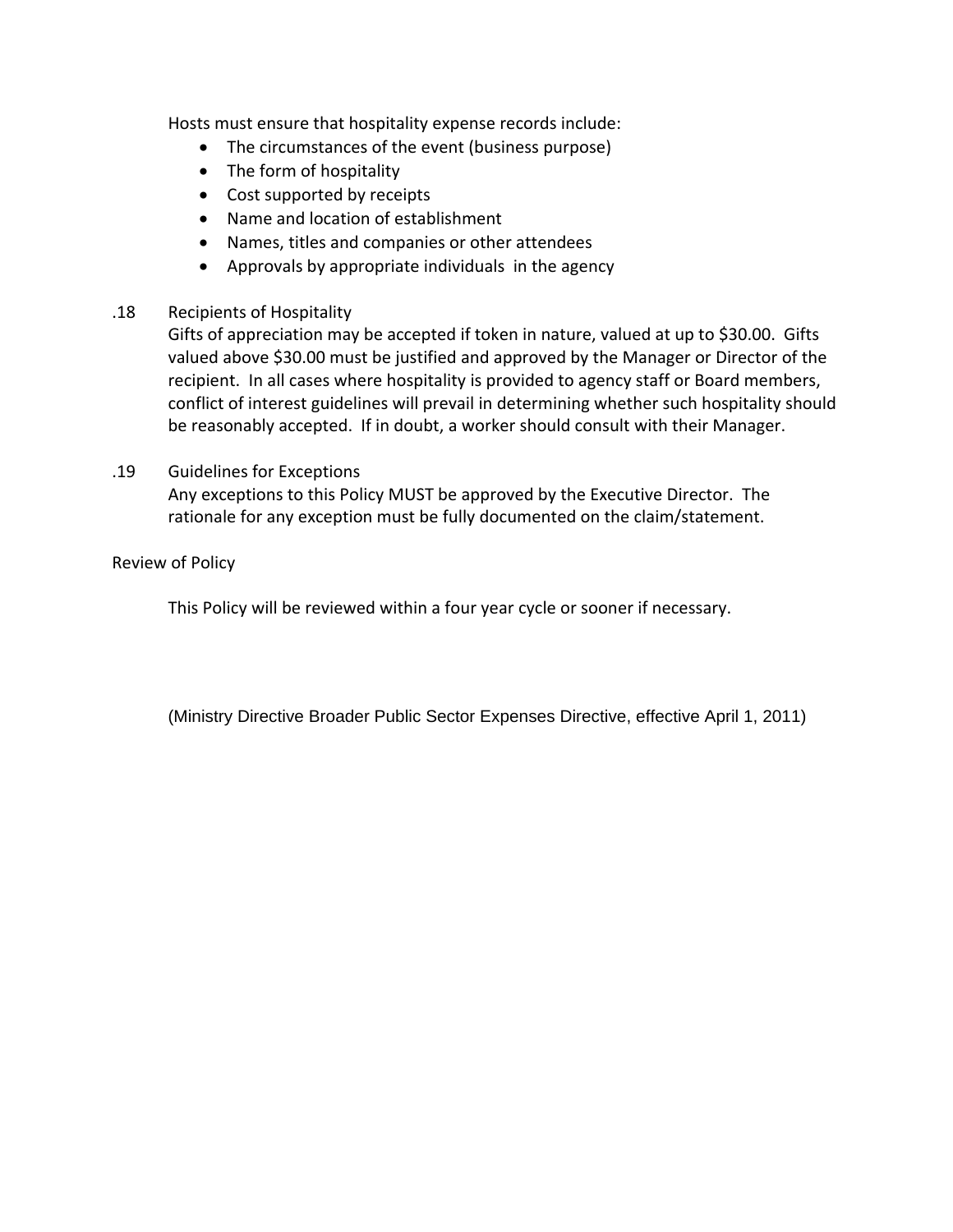Hosts must ensure that hospitality expense records include:

- The circumstances of the event (business purpose)
- The form of hospitality
- Cost supported by receipts
- Name and location of establishment
- Names, titles and companies or other attendees
- Approvals by appropriate individuals in the agency

.18 Recipients of Hospitality

Gifts of appreciation may be accepted if token in nature, valued at up to $30.00. Gifts valued above $30.00 must be justified and approved by the Manager or Director of the recipient. In all cases where hospitality is provided to agency staff or Board members, conflict of interest guidelines will prevail in determining whether such hospitality should be reasonably accepted. If in doubt, a worker should consult with their Manager.

.19 Guidelines for Exceptions

Any exceptions to this Policy MUST be approved by the Executive Director. The rationale for any exception must be fully documented on the claim/statement.

Review of Policy

This Policy will be reviewed within a four year cycle or sooner if necessary.

(Ministry Directive Broader Public Sector Expenses Directive, effective April 1, 2011)